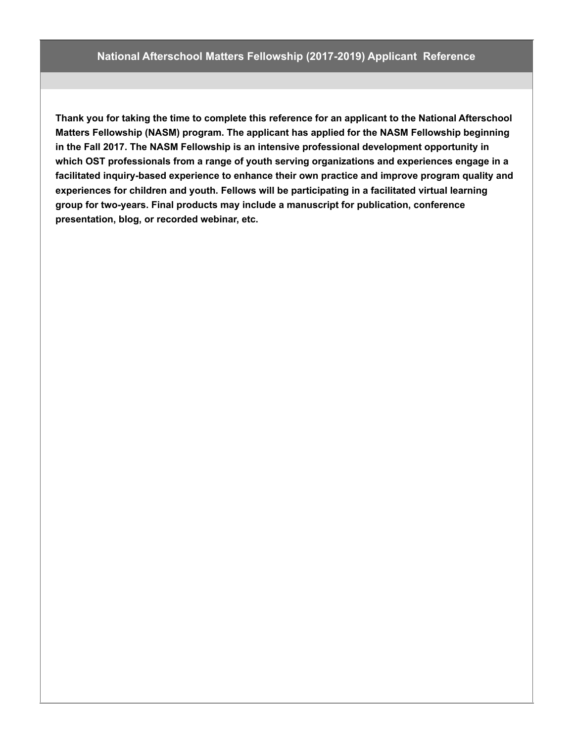# National Afterschool Matters Fellowship (2017-2019) Applicant Reference

**Thank you for taking the time to complete this reference for an applicant to the National Afterschool Matters Fellowship (NASM) program. The applicant has applied for the NASM Fellowship beginning in the Fall 2017. The NASM Fellowship is an intensive professional development opportunity in which OST professionals from a range of youth serving organizations and experiences engage in a facilitated inquiry-based experience to enhance their own practice and improve program quality and experiences for children and youth. Fellows will be participating in a facilitated virtual learning group for two-years. Final products may include a manuscript for publication, conference presentation, blog, or recorded webinar, etc.**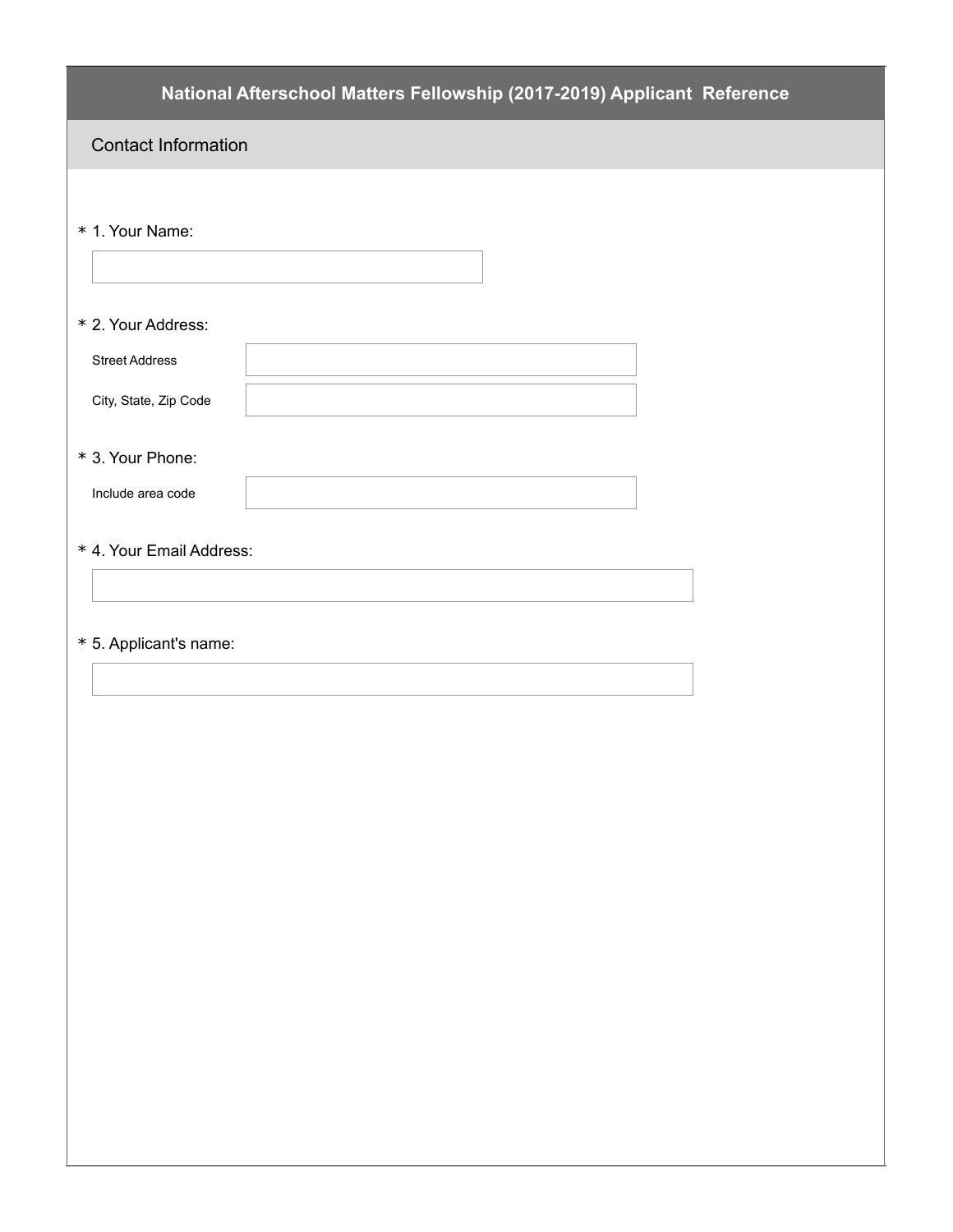# National Afterschool Matters Fellowship (2017-2019) Applicant Reference

## Contact Information

\* 1. Your Name:

\* 2. Your Address:

Street Address

City, State, Zip Code

\* 3. Your Phone:

Include area code

\* 4. Your Email Address:

\* 5. Applicant's name: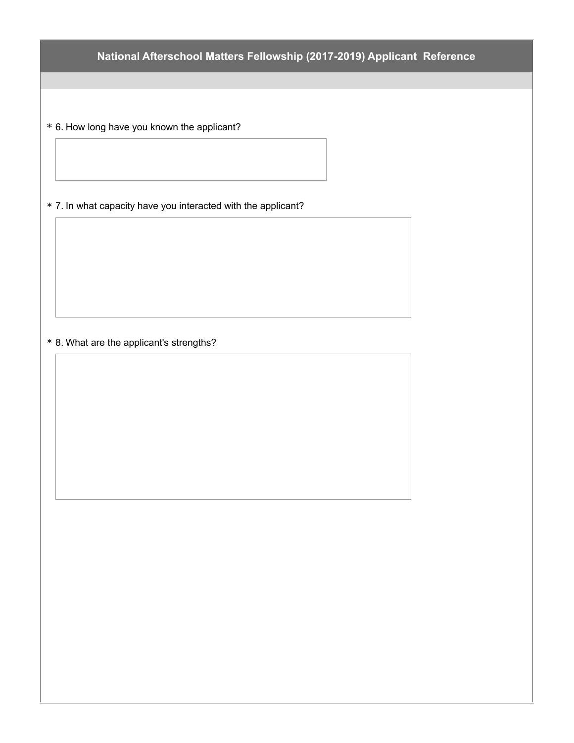## National Afterschool Matters Fellowship (2017-2019) Applicant Reference

\* 6. How long have you known the applicant?

\* 7. In what capacity have you interacted with the applicant?

\* 8. What are the applicant's strengths?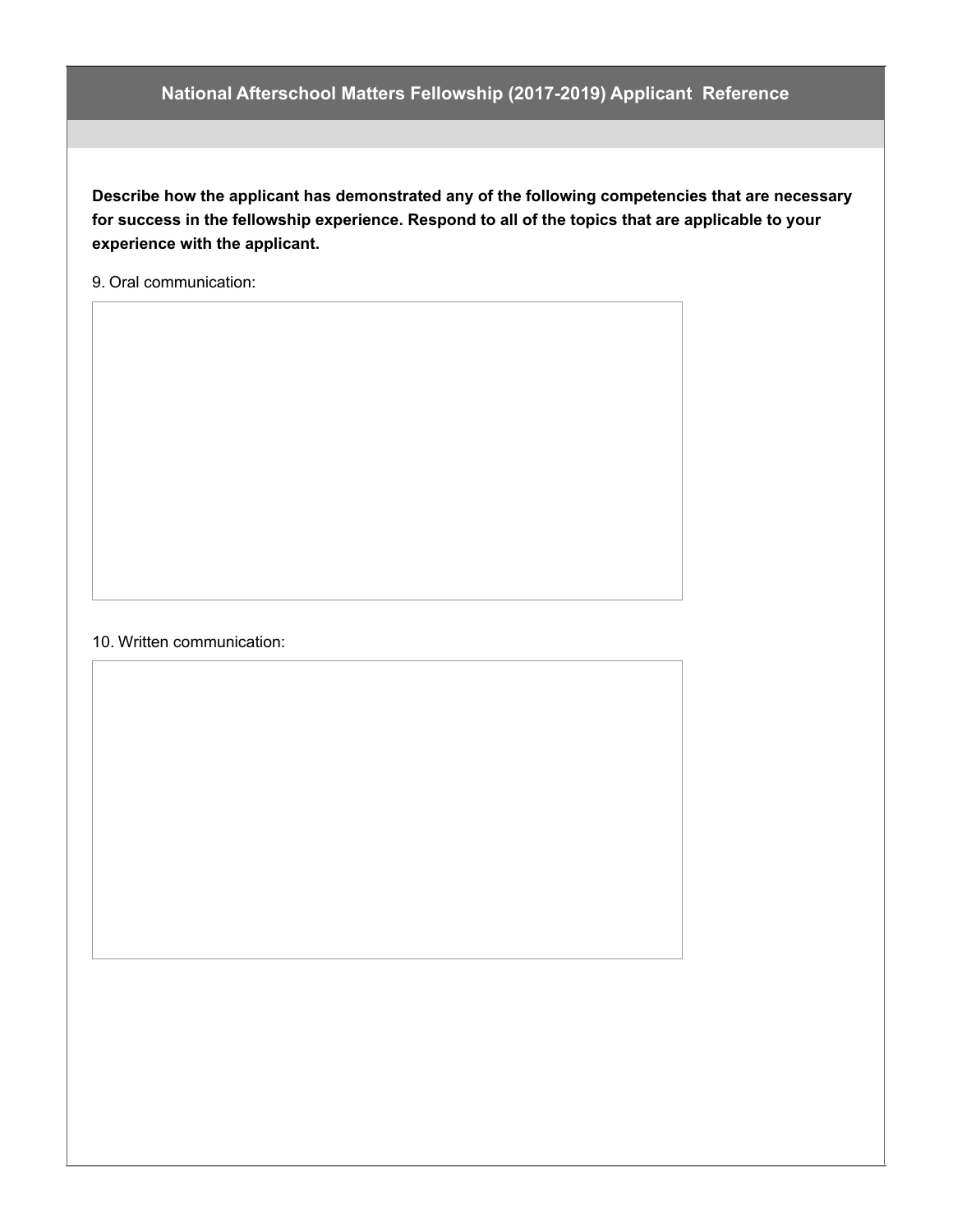## National Afterschool Matters Fellowship (2017-2019) Applicant Reference

**Describe how the applicant has demonstrated any of the following competencies that are necessary for success in the fellowship experience. Respond to all of the topics that are applicable to your experience with the applicant.**

9. Oral communication:

10. Written communication: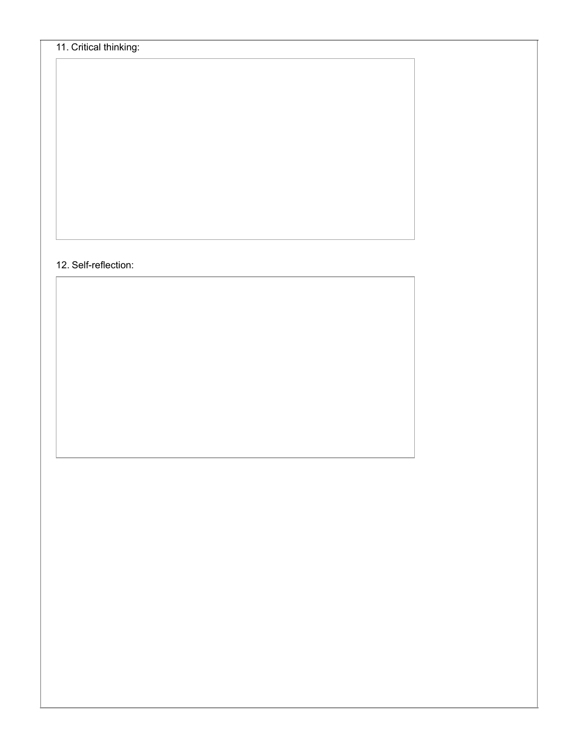11. Critical thinking:

12. Self-reflection: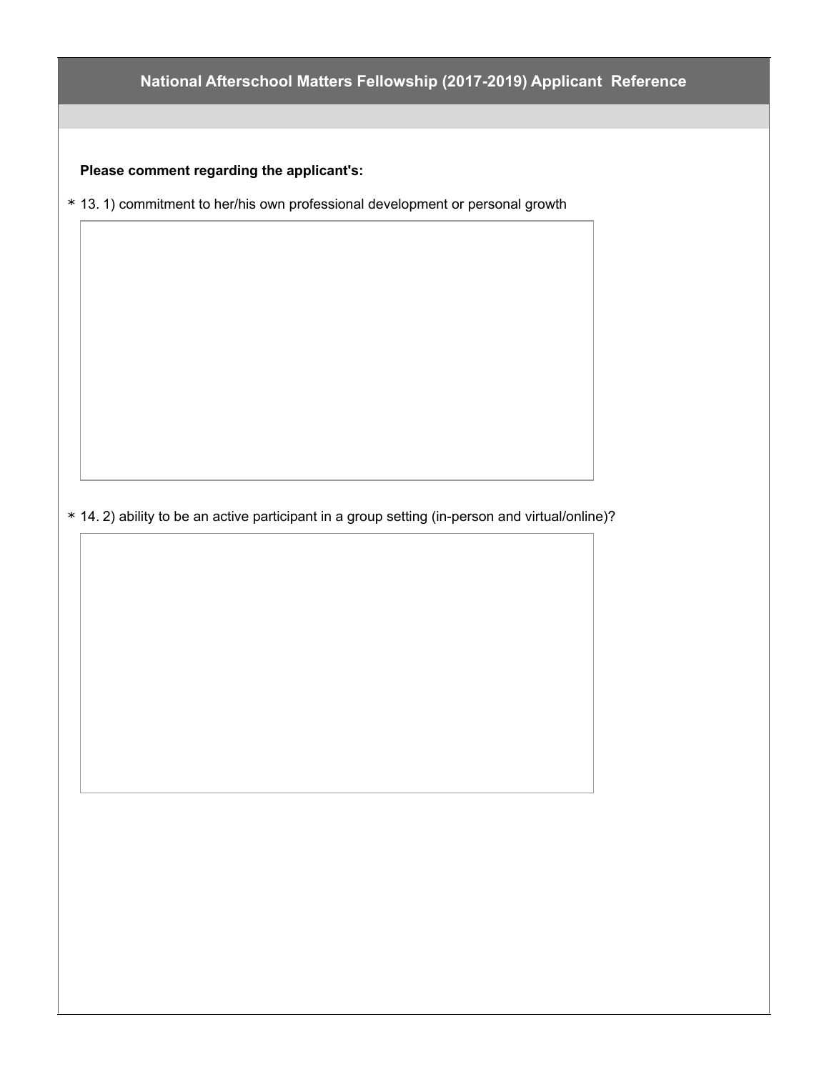## National Afterschool Matters Fellowship (2017-2019) Applicant Reference

**Please comment regarding the applicant's:**

* 13. 1) commitment to her/his own professional development or personal growth

* 14. 2) ability to be an active participant in a group setting (in-person and virtual/online)?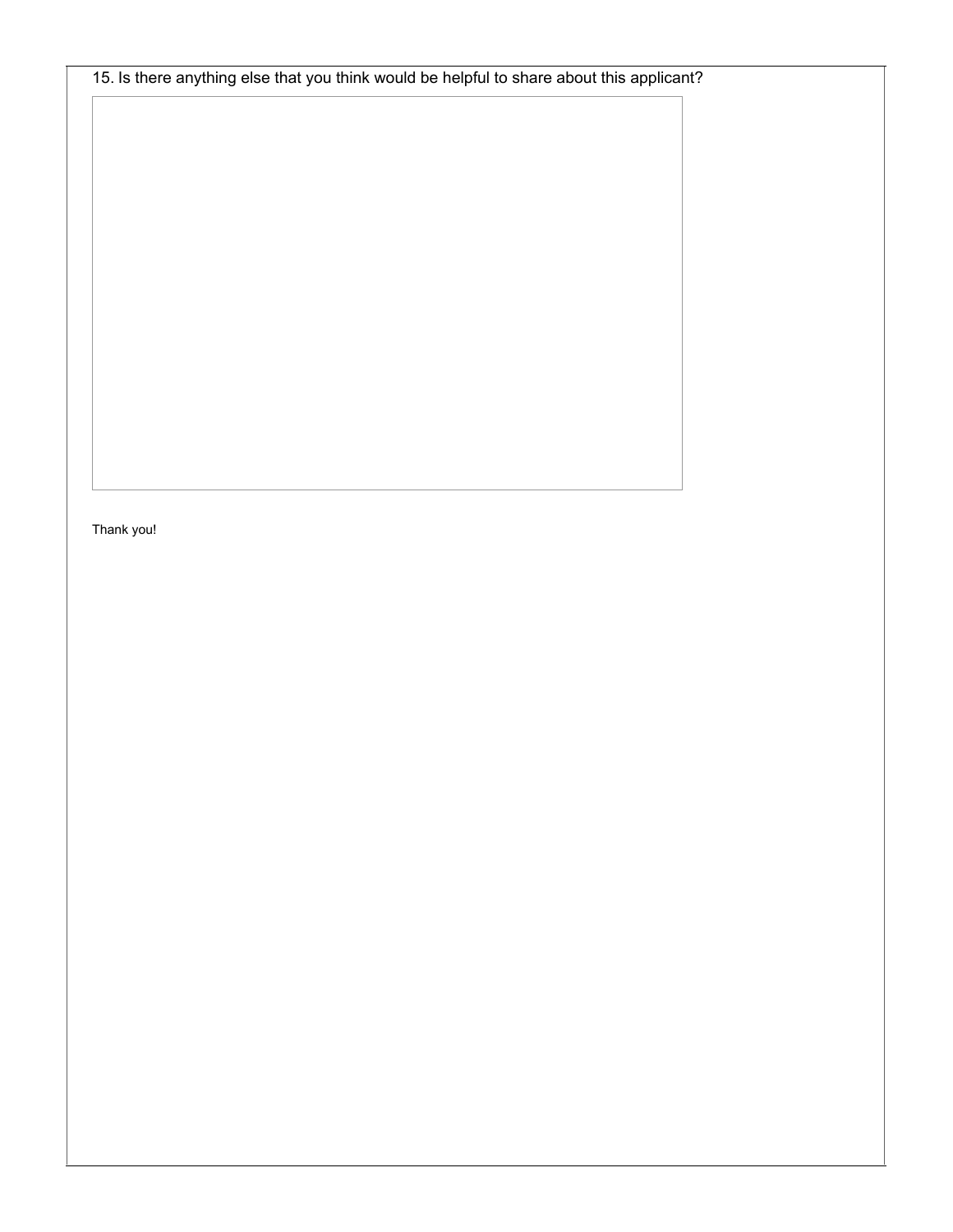15. Is there anything else that you think would be helpful to share about this applicant?

Thank you!